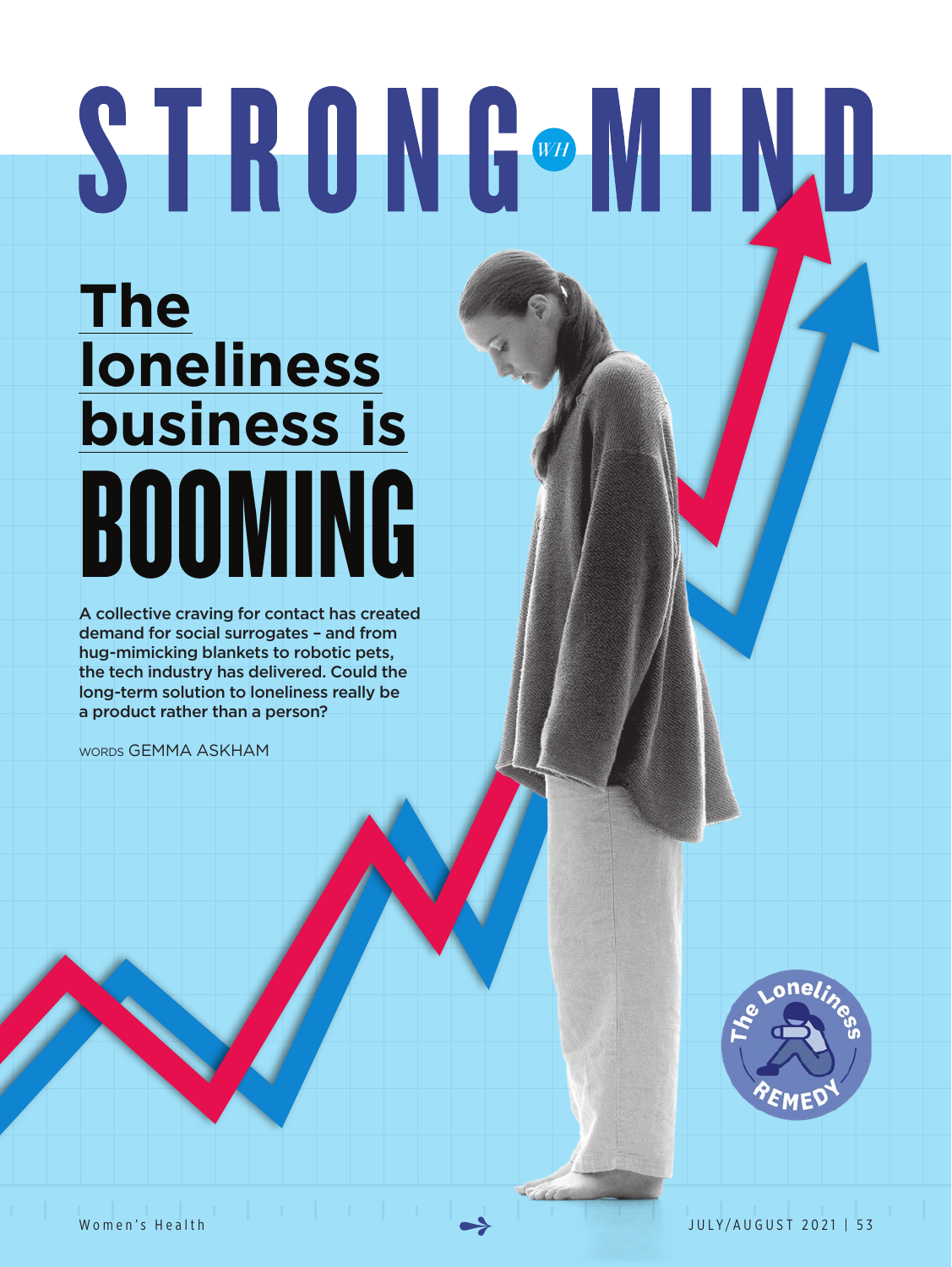STRONG MIND

# The loneliness business is BOOMING

**A collective craving for contact has created demand for social surrogates – and from hug-mimicking blankets to robotic pets, the tech industry has delivered. Could the long-term solution to loneliness really be a product rather than a person?**

WORDS GEMMA ASKHAM

The Loneliness REMEDY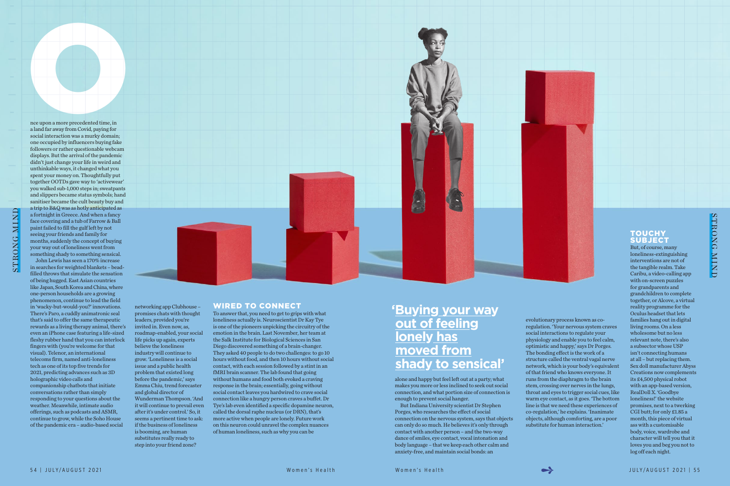Once upon a more precedented time, in a land far away from Covid, paying for social interaction was a murky domain; one occupied by influencers buying fake followers or rather questionable webcam displays. But the arrival of the pandemic didn't just change your life in weird and unthinkable ways, it changed what you spent your money on. Thoughtfully put together OOTDs gave way to 'activewear' you walked sub-1,000 steps in; sweatpants and slippers became status symbols; hand sanitiser became the cult beauty buy and a trip to B&Q was as hotly anticipated as a fortnight in Greece. And when a fancy face covering and a tub of Farrow & Ball paint failed to fill the gulf left by not seeing your friends and family for months, suddenly the concept of buying your way out of loneliness went from something shady to something sensical.

John Lewis has seen a 170% increase in searches for weighted blankets – bead-filled throws that simulate the sensation of being hugged. East Asian countries like Japan, South Korea and China, where one-person households are a growing phenomenon, continue to lead the field in 'wacky-but-would-you?' innovations. There's Paro, a cuddly animatronic seal that's said to offer the same therapeutic rewards as a living therapy animal, there's even an iPhone case featuring a life-sized fleshy rubber hand that you can interlock fingers with (you're welcome for that visual). Telenor, an international telecoms firm, named anti-loneliness tech as one of its top five trends for 2021, predicting advances such as 3D holographic video calls and companionship chatbots that initiate conversations rather than simply responding to your questions about the weather. Meanwhile, intimate audio offerings, such as podcasts and ASMR, continue to grow, while the Soho House of the pandemic era – audio-based social networking app Clubhouse – promises chats with thought leaders, provided you're invited in. Even now, as, roadmap-enabled, your social life picks up again, experts believe the loneliness industry will continue to grow. 'Loneliness is a social issue and a public health problem that existed long before the pandemic,' says Emma Chiu, trend forecaster and global director of Wunderman Thompson. 'And it will continue to prevail even after it's under control.' So, it seems a pertinent time to ask: if the business of loneliness is booming, are human substitutes really ready to step into your friend zone?

## WIRED TO CONNECT

To answer that, you need to get to grips with what loneliness actually is. Neuroscientist Dr Kay Tye is one of the pioneers unpicking the circuitry of the emotion in the brain. Last November, her team at the Salk Institute for Biological Sciences in San Diego discovered something of a brain-changer. They asked 40 people to do two challenges: to go 10 hours without food, and then 10 hours without social contact, with each session followed by a stint in an fMRI brain scanner. The lab found that going without humans and food both evoked a craving response in the brain; essentially, going without social contact leaves you hardwired to crave social connection like a hungry person craves a buffet. Dr Tye's lab even identified a specific dopamine neuron, called the dorsal raphe nucleus (or DRN), that's more active when people are lonely. Future work on this neuron could unravel the complex nuances of human loneliness, such as why you can be alone and happy but feel left out at a party; what makes you more or less inclined to seek out social connection, and what portion size of connection is enough to prevent social hanger.

> 'Buying your way out of feeling lonely has moved from shady to sensical'

But Indiana University scientist Dr Stephen Porges, who researches the effect of social connection on the nervous system, says that objects can only do so much. He believes it's only through contact with another person – and the two-way dance of smiles, eye contact, vocal intonation and body language – that we keep each other calm and anxiety-free, and maintain social bonds: an evolutionary process known as co-regulation. 'Your nervous system craves social interactions to regulate your physiology and enable you to feel calm, optimistic and happy,' says Dr Porges. The bonding effect is the work of a structure called the ventral vagal nerve network, which is your body's equivalent of that friend who knows everyone. It runs from the diaphragm to the brain stem, crossing over nerves in the lungs, throat and eyes to trigger social cues, like warm eye contact, as it goes. 'The bottom line is that we need these experiences of co-regulation,' he explains. 'Inanimate objects, although comforting, are a poor substitute for human interaction.'

## TOUCHY SUBJECT

But, of course, many loneliness-extinguishing interventions are not of the tangible realm. Take Caribu, a video-calling app with on-screen puzzles for grandparents and grandchildren to complete together, or Alcove, a virtual reality programme for the Oculus headset that lets families hang out in digital living rooms. On a less wholesome but no less relevant note, there's also a subsector whose USP isn't connecting humans at all – but replacing them. Sex doll manufacturer Abyss Creations now complements its £4,500 physical robot with an app-based version, RealDoll X. 'Goodbye loneliness!' the website promises, next to a twerking CGI butt; for only £1.85 a month, this piece of virtual ass with a customisable body, voice, wardrobe and character will tell you that it loves you and beg you not to log off each night.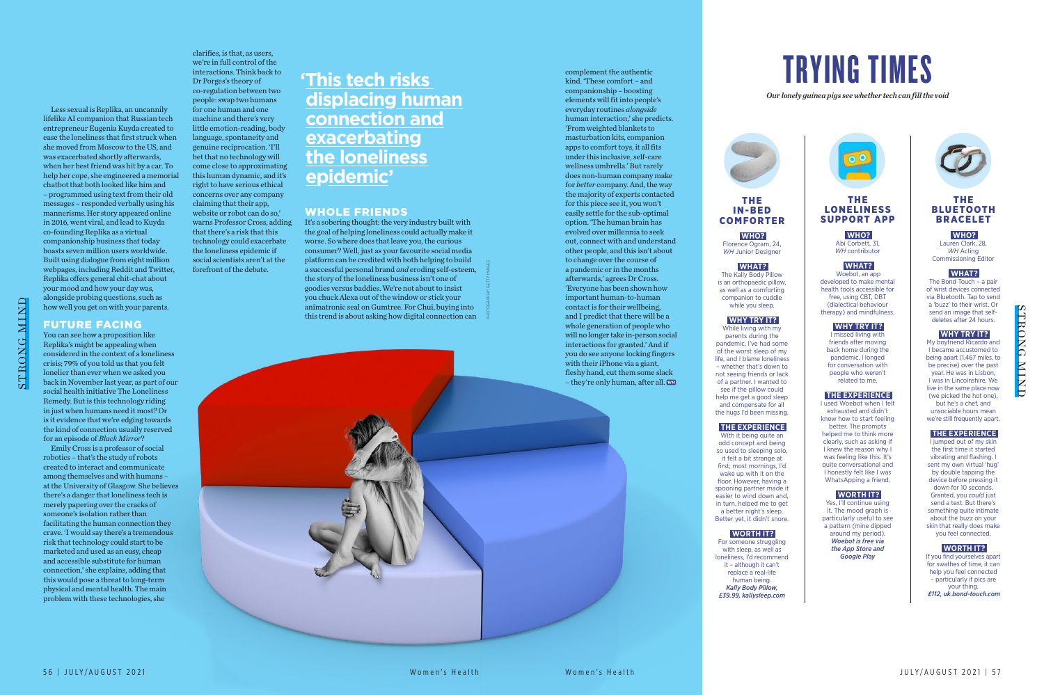Less sexual is Replika, an uncannily lifelike AI companion that Russian tech entrepreneur Eugenia Kuyda created to ease the loneliness that first struck when she moved from Moscow to the US, and was exacerbated shortly afterwards, when her best friend was hit by a car. To help her cope, she engineered a memorial chatbot that both looked like him and – programmed using text from their old messages – responded verbally using his mannerisms. Her story appeared online in 2016, went viral, and lead to Kuyda co-founding Replika as a virtual companionship business that today boasts seven million users worldwide. Built using dialogue from eight million webpages, including Reddit and Twitter, Replika offers general chit-chat about your mood and how your day was, alongside probing questions, such as how well you get on with your parents.

## FUTURE FACING

You can see how a proposition like Replika's might be appealing when considered in the context of a loneliness crisis; 79% of you told us that you felt lonelier than ever when we asked you back in November last year, as part of our social health initiative The Loneliness Remedy. But is this technology riding in just when humans need it most? Or is it evidence that we're edging towards the kind of connection usually reserved for an episode of *Black Mirror*?

Emily Cross is a professor of social robotics – that's the study of robots created to interact and communicate among themselves and with humans – at the University of Glasgow. She believes there's a danger that loneliness tech is merely papering over the cracks of someone's isolation rather than facilitating the human connection they crave. 'I would say there's a tremendous risk that technology could start to be marketed and used as an easy, cheap and accessible substitute for human connection,' she explains, adding that this would pose a threat to long-term physical and mental health. The main problem with these technologies, she clarifies, is that, as users, we're in full control of the interactions. Think back to Dr Porges's theory of co-regulation between two people: swap two humans for one human and one machine and there's very little emotion-reading, body language, spontaneity and genuine reciprocation. 'I'll bet that no technology will come close to approximating this human dynamic, and it's right to have serious ethical concerns over any company claiming that their app, website or robot can do so,' warns Professor Cross, adding that there's a risk that this technology could exacerbate the loneliness epidemic if social scientists aren't at the forefront of the debate.

**'This tech risks displacing human connection and exacerbating the loneliness epidemic'**

## WHOLE FRIENDS

It's a sobering thought: the very industry built with the goal of helping loneliness could actually make it worse. So where does that leave you, the curious consumer? Well, just as your favourite social media platform can be credited with both helping to build a successful personal brand *and* eroding self-esteem, the story of the loneliness business isn't one of goodies versus baddies. We're not about to insist you chuck Alexa out of the window or stick your animatronic seal on Gumtree. For Chui, buying into this trend is about asking how digital connection can complement the authentic kind. 'These comfort – and companionship – boosting elements will fit into people's everyday routines *alongside* human interaction,' she predicts. 'From weighted blankets to masturbation kits, companion apps to comfort toys, it all fits under this inclusive, self-care wellness umbrella.' But rarely does non-human company make for *better* company. And, the way the majority of experts contacted for this piece see it, you won't easily settle for the sub-optimal option. 'The human brain has evolved over millennia to seek out, connect with and understand other people, and this isn't about to change over the course of a pandemic or in the months afterwards,' agrees Dr Cross. 'Everyone has been shown how important human-to-human contact is for their wellbeing, and I predict that there will be a whole generation of people who will no longer take in-person social interactions for granted.' And if you do see anyone locking fingers with their iPhone via a giant, fleshy hand, cut them some slack – they're only human, after all.

PHOTOGRAPHY: GETTY IMAGES

# TRYING TIMES

*Our lonely guinea pigs see whether tech can fill the void*

## THE IN-BED COMFORTER

**WHO?**
Florence Ogram, 24, *WH* Junior Designer

**WHAT?**
The Kally Body Pillow is an orthopaedic pillow, as well as a comforting companion to cuddle while you sleep.

**WHY TRY IT?**
While living with my parents during the pandemic, I've had some of the worst sleep of my life, and I blame loneliness – whether that's down to not seeing friends or lack of a partner. I wanted to see if the pillow could help me get a good sleep and compensate for all the hugs I'd been missing.

**THE EXPERIENCE**
With it being quite an odd concept and being so used to sleeping solo, it felt a bit strange at first; most mornings, I'd wake up with it on the floor. However, having a spooning partner made it easier to wind down and, in turn, helped me to get a better night's sleep. Better yet, it didn't snore.

**WORTH IT?**
For someone struggling with sleep, as well as loneliness, I'd recommend it – although it can't replace a real-life human being.
***Kally Body Pillow, £39.99, kallysleep.com***

## THE LONELINESS SUPPORT APP

**WHO?**
Abi Corbett, 31, *WH* contributor

**WHAT?**
Woebot, an app developed to make mental health tools accessible for free, using CBT, DBT (dialectical behaviour therapy) and mindfulness.

**WHY TRY IT?**
I missed living with friends after moving back home during the pandemic. I longed for conversation with people who weren't related to me.

**THE EXPERIENCE**
I used Woebot when I felt exhausted and didn't know how to start feeling better. The prompts helped me to think more clearly, such as asking if I knew the reason why I was feeling like this. It's quite conversational and I honestly felt like I was WhatsApping a friend.

**WORTH IT?**
Yes, I'll continue using it. The mood graph is particularly useful to see a pattern (mine dipped around my period).
***Woebot is free via the App Store and Google Play***

## THE BLUETOOTH BRACELET

**WHO?**
Lauren Clark, 28, *WH* Acting Commissioning Editor

**WHAT?**
The Bond Touch – a pair of wrist devices connected via Bluetooth. Tap to send a 'buzz' to their wrist. Or send an image that self-deletes after 24 hours.

**WHY TRY IT?**
My boyfriend Ricardo and I became accustomed to being apart (1,467 miles, to be precise) over the past year. He was in Lisbon, I was in Lincolnshire. We live in the same place now (we picked the hot one), but he's a chef, and unsociable hours mean we're still frequently apart.

**THE EXPERIENCE**
I jumped out of my skin the first time it started vibrating and flashing. I sent my own virtual 'hug' by double tapping the device before pressing it down for 10 seconds. Granted, you *could* just send a text. But there's something quite intimate about the buzz on your skin that really does make you feel connected.

**WORTH IT?**
If you find yourselves apart for swathes of time, it can help you feel connected – particularly if pics are your thing.
***£112, uk.bond-touch.com***